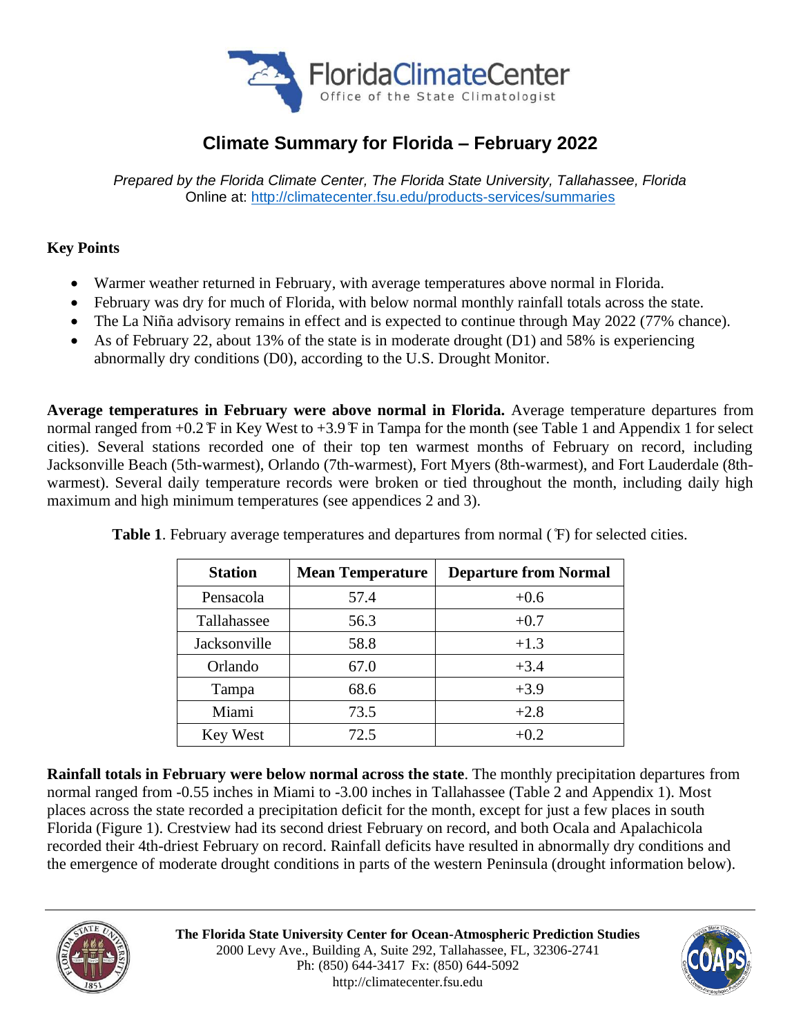# Climate Summary for Florida – February 2022

*Prepared by the Florida Climate Center, The Florida State University, Tallahassee, Florida*
Online at: http://climatecenter.fsu.edu/products-services/summaries

## Key Points

- Warmer weather returned in February, with average temperatures above normal in Florida.
- February was dry for much of Florida, with below normal monthly rainfall totals across the state.
- The La Niña advisory remains in effect and is expected to continue through May 2022 (77% chance).
- As of February 22, about 13% of the state is in moderate drought (D1) and 58% is experiencing abnormally dry conditions (D0), according to the U.S. Drought Monitor.

**Average temperatures in February were above normal in Florida.** Average temperature departures from normal ranged from +0.2 ̊F in Key West to +3.9 ̊F in Tampa for the month (see Table 1 and Appendix 1 for select cities). Several stations recorded one of their top ten warmest months of February on record, including Jacksonville Beach (5th-warmest), Orlando (7th-warmest), Fort Myers (8th-warmest), and Fort Lauderdale (8th-warmest). Several daily temperature records were broken or tied throughout the month, including daily high maximum and high minimum temperatures (see appendices 2 and 3).

**Table 1**. February average temperatures and departures from normal ( ̊F) for selected cities.

| Station | Mean Temperature | Departure from Normal |
|---|---|---|
| Pensacola | 57.4 | +0.6 |
| Tallahassee | 56.3 | +0.7 |
| Jacksonville | 58.8 | +1.3 |
| Orlando | 67.0 | +3.4 |
| Tampa | 68.6 | +3.9 |
| Miami | 73.5 | +2.8 |
| Key West | 72.5 | +0.2 |

**Rainfall totals in February were below normal across the state**. The monthly precipitation departures from normal ranged from -0.55 inches in Miami to -3.00 inches in Tallahassee (Table 2 and Appendix 1). Most places across the state recorded a precipitation deficit for the month, except for just a few places in south Florida (Figure 1). Crestview had its second driest February on record, and both Ocala and Apalachicola recorded their 4th-driest February on record. Rainfall deficits have resulted in abnormally dry conditions and the emergence of moderate drought conditions in parts of the western Peninsula (drought information below).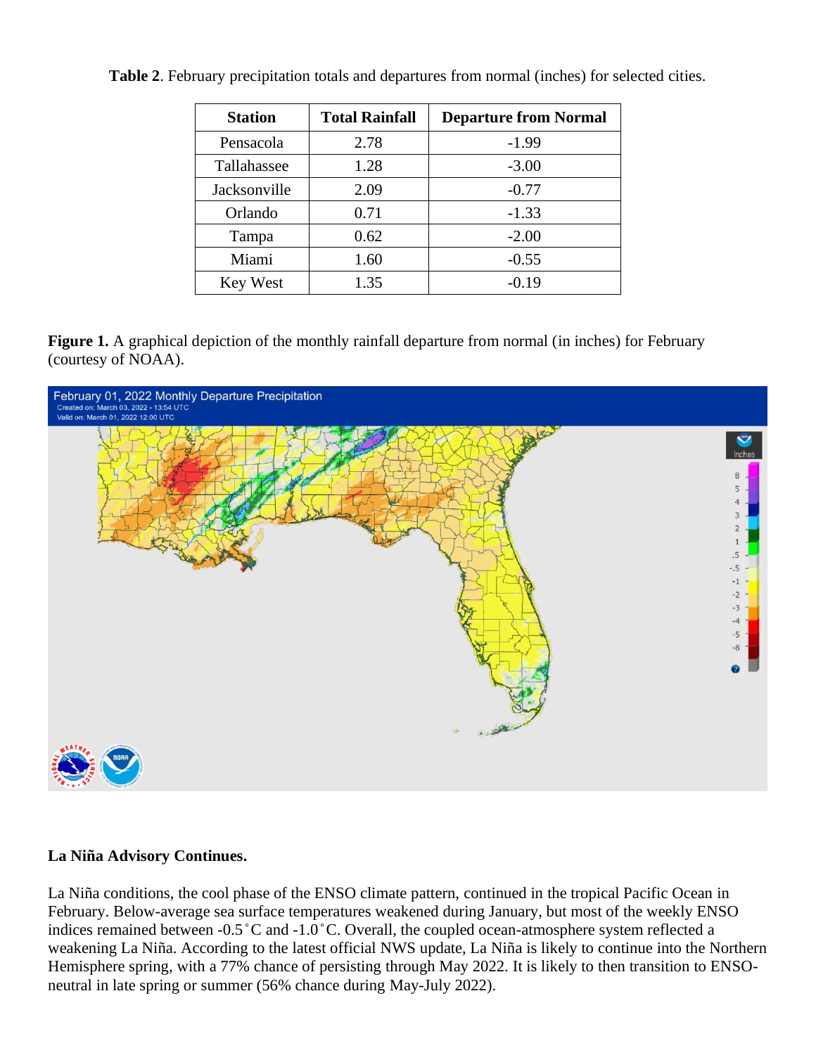**Table 2**. February precipitation totals and departures from normal (inches) for selected cities.

| Station | Total Rainfall | Departure from Normal |
|---|---|---|
| Pensacola | 2.78 | -1.99 |
| Tallahassee | 1.28 | -3.00 |
| Jacksonville | 2.09 | -0.77 |
| Orlando | 0.71 | -1.33 |
| Tampa | 0.62 | -2.00 |
| Miami | 1.60 | -0.55 |
| Key West | 1.35 | -0.19 |

**Figure 1.** A graphical depiction of the monthly rainfall departure from normal (in inches) for February (courtesy of NOAA).

**La Niña Advisory Continues.**

La Niña conditions, the cool phase of the ENSO climate pattern, continued in the tropical Pacific Ocean in February. Below-average sea surface temperatures weakened during January, but most of the weekly ENSO indices remained between -0.5˚C and -1.0˚C. Overall, the coupled ocean-atmosphere system reflected a weakening La Niña. According to the latest official NWS update, La Niña is likely to continue into the Northern Hemisphere spring, with a 77% chance of persisting through May 2022. It is likely to then transition to ENSO-neutral in late spring or summer (56% chance during May-July 2022).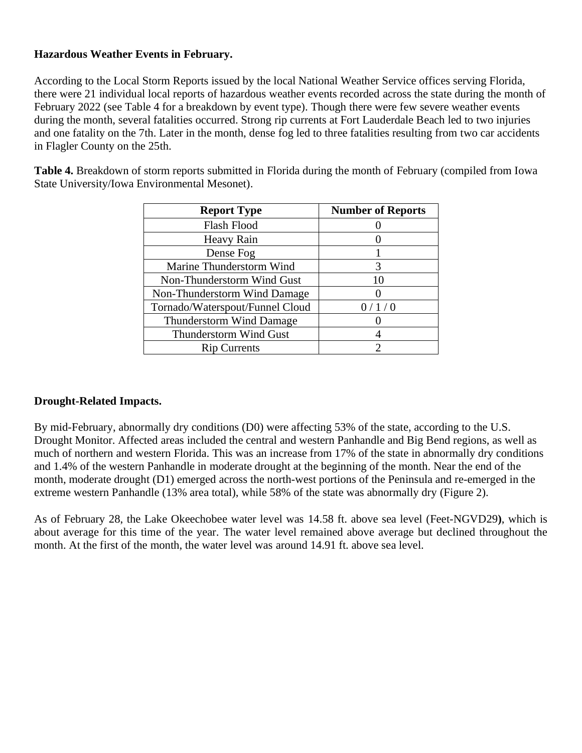**Hazardous Weather Events in February.**

According to the Local Storm Reports issued by the local National Weather Service offices serving Florida, there were 21 individual local reports of hazardous weather events recorded across the state during the month of February 2022 (see Table 4 for a breakdown by event type). Though there were few severe weather events during the month, several fatalities occurred. Strong rip currents at Fort Lauderdale Beach led to two injuries and one fatality on the 7th. Later in the month, dense fog led to three fatalities resulting from two car accidents in Flagler County on the 25th.

**Table 4.** Breakdown of storm reports submitted in Florida during the month of February (compiled from Iowa State University/Iowa Environmental Mesonet).

| Report Type | Number of Reports |
| --- | --- |
| Flash Flood | 0 |
| Heavy Rain | 0 |
| Dense Fog | 1 |
| Marine Thunderstorm Wind | 3 |
| Non-Thunderstorm Wind Gust | 10 |
| Non-Thunderstorm Wind Damage | 0 |
| Tornado/Waterspout/Funnel Cloud | 0 / 1 / 0 |
| Thunderstorm Wind Damage | 0 |
| Thunderstorm Wind Gust | 4 |
| Rip Currents | 2 |

**Drought-Related Impacts.**

By mid-February, abnormally dry conditions (D0) were affecting 53% of the state, according to the U.S. Drought Monitor. Affected areas included the central and western Panhandle and Big Bend regions, as well as much of northern and western Florida. This was an increase from 17% of the state in abnormally dry conditions and 1.4% of the western Panhandle in moderate drought at the beginning of the month. Near the end of the month, moderate drought (D1) emerged across the north-west portions of the Peninsula and re-emerged in the extreme western Panhandle (13% area total), while 58% of the state was abnormally dry (Figure 2).

As of February 28, the Lake Okeechobee water level was 14.58 ft. above sea level (Feet-NGVD29**)**, which is about average for this time of the year. The water level remained above average but declined throughout the month. At the first of the month, the water level was around 14.91 ft. above sea level.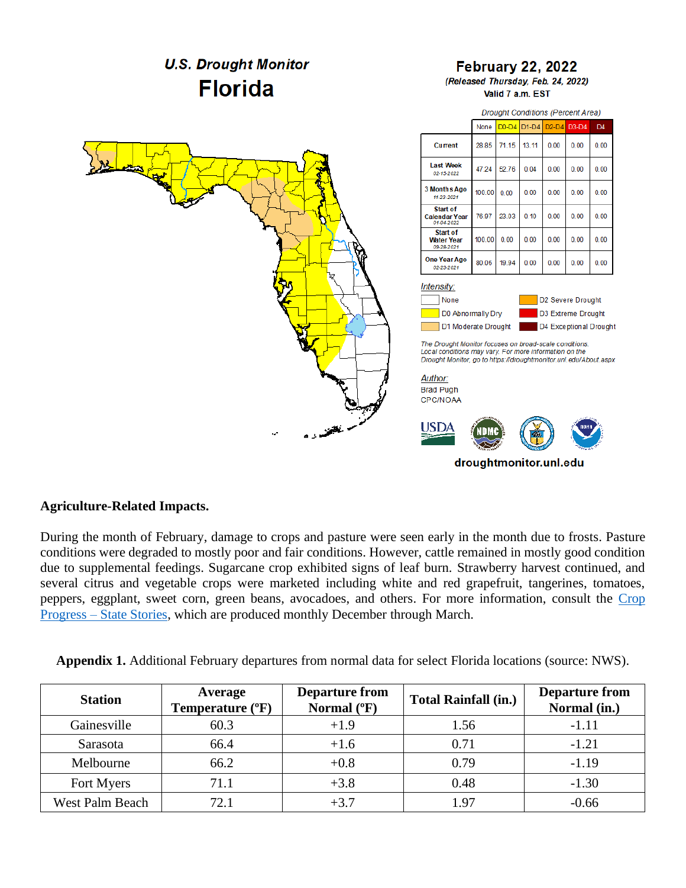## U.S. Drought Monitor
# Florida

**February 22, 2022**
*(Released Thursday, Feb. 24, 2022)*
Valid 7 a.m. EST

*Drought Conditions (Percent Area)*

| | None | D0-D4 | D1-D4 | D2-D4 | D3-D4 | D4 |
|---|---|---|---|---|---|---|
| Current | 28.85 | 71.15 | 13.11 | 0.00 | 0.00 | 0.00 |
| Last Week 02-15-2022 | 47.24 | 52.76 | 0.04 | 0.00 | 0.00 | 0.00 |
| 3 Months Ago 11-23-2021 | 100.00 | 0.00 | 0.00 | 0.00 | 0.00 | 0.00 |
| Start of Calendar Year 01-04-2022 | 76.97 | 23.03 | 0.10 | 0.00 | 0.00 | 0.00 |
| Start of Water Year 09-28-2021 | 100.00 | 0.00 | 0.00 | 0.00 | 0.00 | 0.00 |
| One Year Ago 02-23-2021 | 80.06 | 19.94 | 0.00 | 0.00 | 0.00 | 0.00 |

*Intensity:*
- None
- D0 Abnormally Dry
- D1 Moderate Drought
- D2 Severe Drought
- D3 Extreme Drought
- D4 Exceptional Drought

*The Drought Monitor focuses on broad-scale conditions. Local conditions may vary. For more information on the Drought Monitor, go to https://droughtmonitor.unl.edu/About.aspx*

*Author:*
Brad Pugh
CPC/NOAA

USDA NDMC NOAA

**droughtmonitor.unl.edu**

**Agriculture-Related Impacts.**

During the month of February, damage to crops and pasture were seen early in the month due to frosts. Pasture conditions were degraded to mostly poor and fair conditions. However, cattle remained in mostly good condition due to supplemental feedings. Sugarcane crop exhibited signs of leaf burn. Strawberry harvest continued, and several citrus and vegetable crops were marketed including white and red grapefruit, tangerines, tomatoes, peppers, eggplant, sweet corn, green beans, avocadoes, and others. For more information, consult the Crop Progress – State Stories, which are produced monthly December through March.

**Appendix 1.** Additional February departures from normal data for select Florida locations (source: NWS).

| Station | Average Temperature (ºF) | Departure from Normal (ºF) | Total Rainfall (in.) | Departure from Normal (in.) |
|---|---|---|---|---|
| Gainesville | 60.3 | +1.9 | 1.56 | -1.11 |
| Sarasota | 66.4 | +1.6 | 0.71 | -1.21 |
| Melbourne | 66.2 | +0.8 | 0.79 | -1.19 |
| Fort Myers | 71.1 | +3.8 | 0.48 | -1.30 |
| West Palm Beach | 72.1 | +3.7 | 1.97 | -0.66 |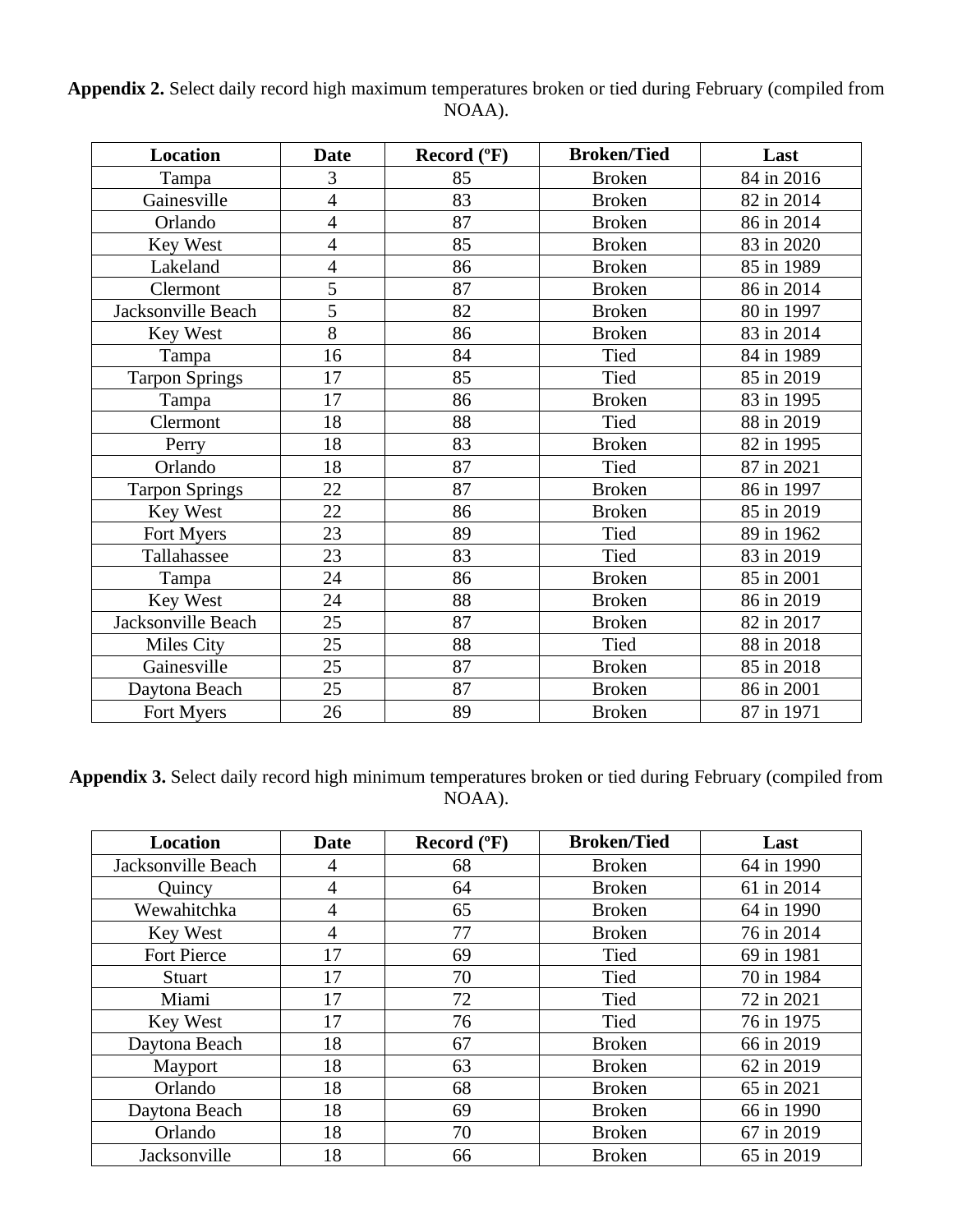**Appendix 2.** Select daily record high maximum temperatures broken or tied during February (compiled from NOAA).

| Location | Date | Record (ºF) | Broken/Tied | Last |
|---|---|---|---|---|
| Tampa | 3 | 85 | Broken | 84 in 2016 |
| Gainesville | 4 | 83 | Broken | 82 in 2014 |
| Orlando | 4 | 87 | Broken | 86 in 2014 |
| Key West | 4 | 85 | Broken | 83 in 2020 |
| Lakeland | 4 | 86 | Broken | 85 in 1989 |
| Clermont | 5 | 87 | Broken | 86 in 2014 |
| Jacksonville Beach | 5 | 82 | Broken | 80 in 1997 |
| Key West | 8 | 86 | Broken | 83 in 2014 |
| Tampa | 16 | 84 | Tied | 84 in 1989 |
| Tarpon Springs | 17 | 85 | Tied | 85 in 2019 |
| Tampa | 17 | 86 | Broken | 83 in 1995 |
| Clermont | 18 | 88 | Tied | 88 in 2019 |
| Perry | 18 | 83 | Broken | 82 in 1995 |
| Orlando | 18 | 87 | Tied | 87 in 2021 |
| Tarpon Springs | 22 | 87 | Broken | 86 in 1997 |
| Key West | 22 | 86 | Broken | 85 in 2019 |
| Fort Myers | 23 | 89 | Tied | 89 in 1962 |
| Tallahassee | 23 | 83 | Tied | 83 in 2019 |
| Tampa | 24 | 86 | Broken | 85 in 2001 |
| Key West | 24 | 88 | Broken | 86 in 2019 |
| Jacksonville Beach | 25 | 87 | Broken | 82 in 2017 |
| Miles City | 25 | 88 | Tied | 88 in 2018 |
| Gainesville | 25 | 87 | Broken | 85 in 2018 |
| Daytona Beach | 25 | 87 | Broken | 86 in 2001 |
| Fort Myers | 26 | 89 | Broken | 87 in 1971 |

**Appendix 3.** Select daily record high minimum temperatures broken or tied during February (compiled from NOAA).

| Location | Date | Record (ºF) | Broken/Tied | Last |
|---|---|---|---|---|
| Jacksonville Beach | 4 | 68 | Broken | 64 in 1990 |
| Quincy | 4 | 64 | Broken | 61 in 2014 |
| Wewahitchka | 4 | 65 | Broken | 64 in 1990 |
| Key West | 4 | 77 | Broken | 76 in 2014 |
| Fort Pierce | 17 | 69 | Tied | 69 in 1981 |
| Stuart | 17 | 70 | Tied | 70 in 1984 |
| Miami | 17 | 72 | Tied | 72 in 2021 |
| Key West | 17 | 76 | Tied | 76 in 1975 |
| Daytona Beach | 18 | 67 | Broken | 66 in 2019 |
| Mayport | 18 | 63 | Broken | 62 in 2019 |
| Orlando | 18 | 68 | Broken | 65 in 2021 |
| Daytona Beach | 18 | 69 | Broken | 66 in 1990 |
| Orlando | 18 | 70 | Broken | 67 in 2019 |
| Jacksonville | 18 | 66 | Broken | 65 in 2019 |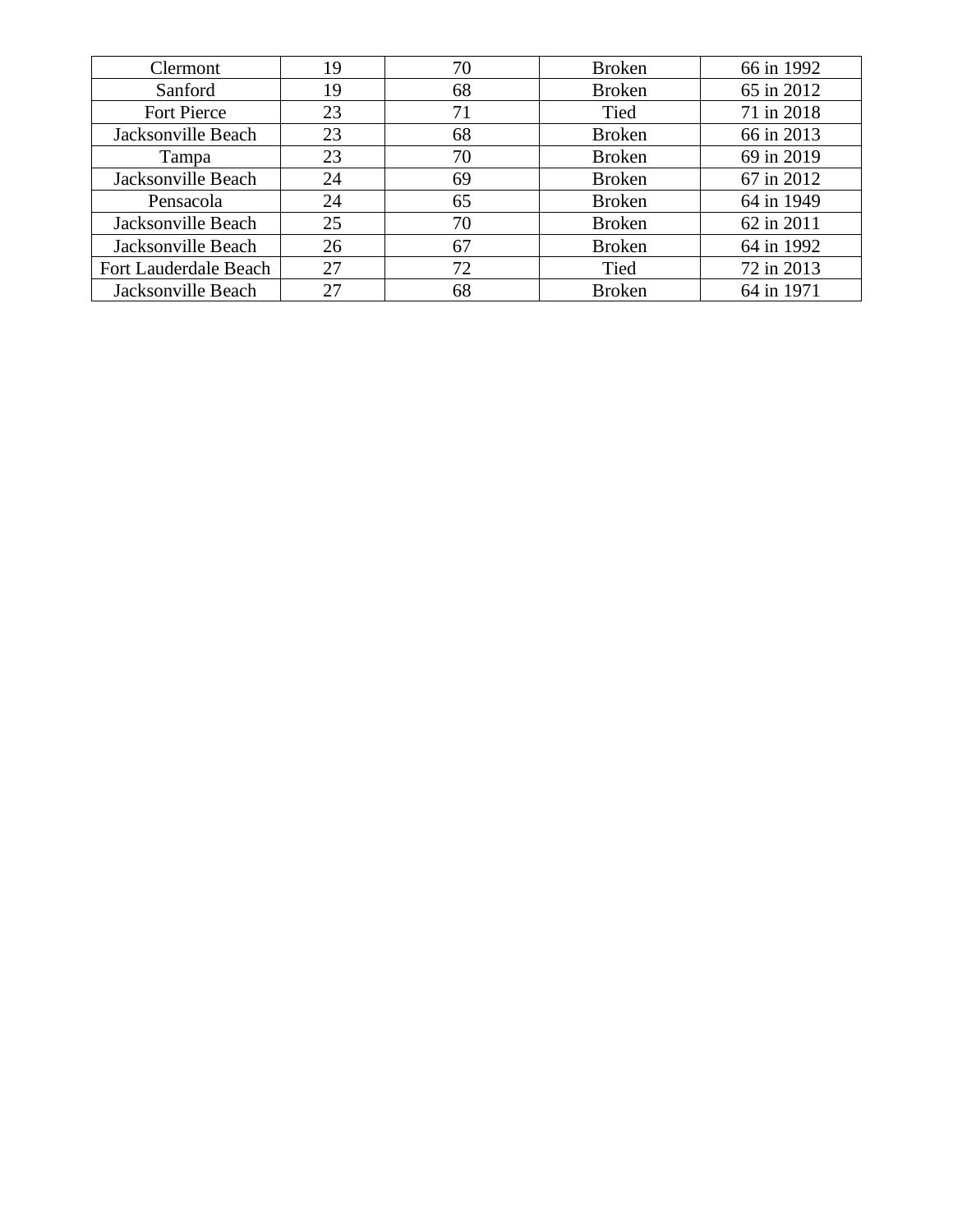| | | | | |
|---|---|---|---|---|
| Clermont | 19 | 70 | Broken | 66 in 1992 |
| Sanford | 19 | 68 | Broken | 65 in 2012 |
| Fort Pierce | 23 | 71 | Tied | 71 in 2018 |
| Jacksonville Beach | 23 | 68 | Broken | 66 in 2013 |
| Tampa | 23 | 70 | Broken | 69 in 2019 |
| Jacksonville Beach | 24 | 69 | Broken | 67 in 2012 |
| Pensacola | 24 | 65 | Broken | 64 in 1949 |
| Jacksonville Beach | 25 | 70 | Broken | 62 in 2011 |
| Jacksonville Beach | 26 | 67 | Broken | 64 in 1992 |
| Fort Lauderdale Beach | 27 | 72 | Tied | 72 in 2013 |
| Jacksonville Beach | 27 | 68 | Broken | 64 in 1971 |